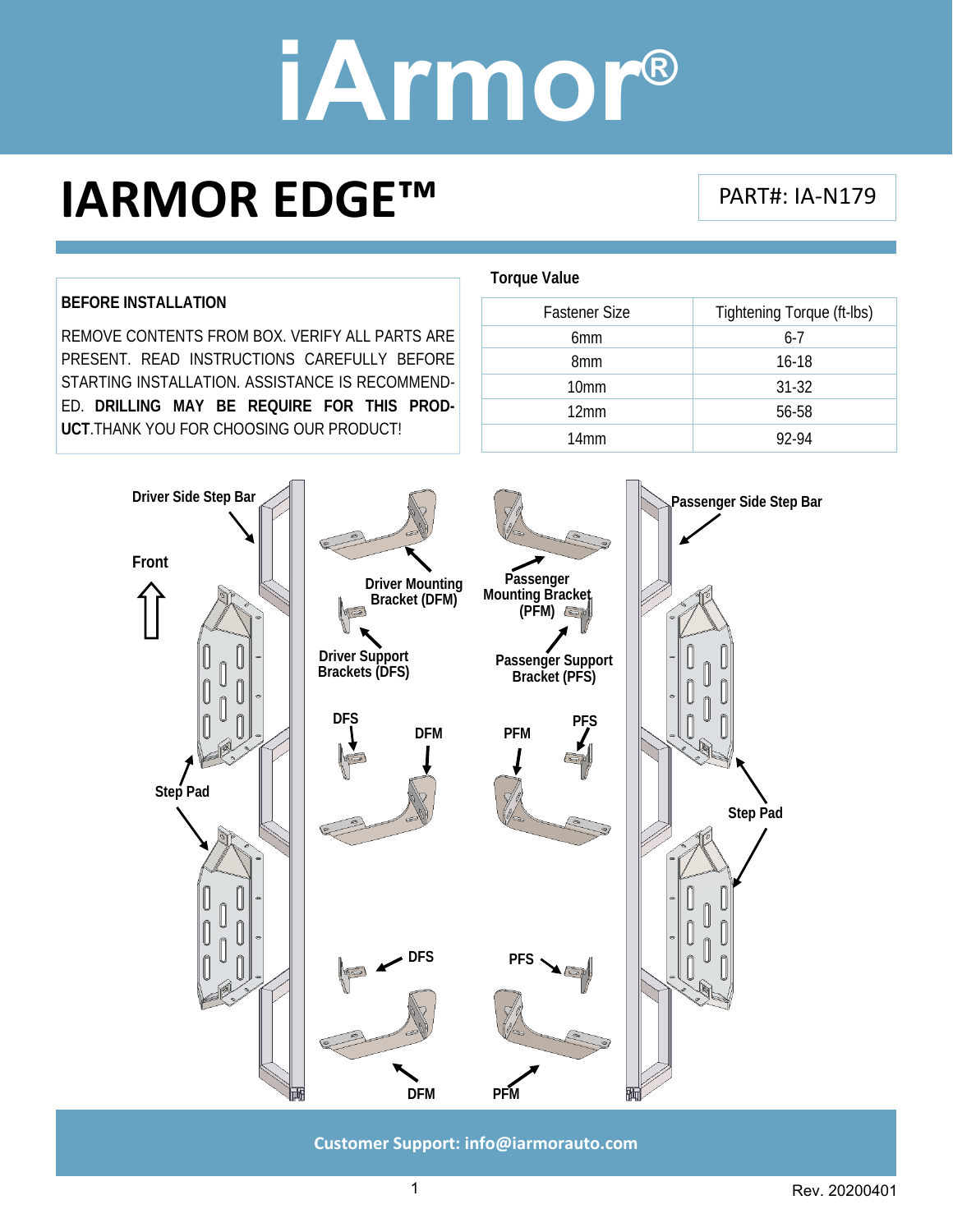# iArmor®

# IARMOR EDGE™

PART#: IA-N179

**BEFORE INSTALLATION**

REMOVE CONTENTS FROM BOX. VERIFY ALL PARTS ARE PRESENT. READ INSTRUCTIONS CAREFULLY BEFORE STARTING INSTALLATION. ASSISTANCE IS RECOMMENDED. **DRILLING MAY BE REQUIRE FOR THIS PRODUCT**.THANK YOU FOR CHOOSING OUR PRODUCT!

**Torque Value**

| Fastener Size | Tightening Torque (ft-lbs) |
|---|---|
| 6mm | 6-7 |
| 8mm | 16-18 |
| 10mm | 31-32 |
| 12mm | 56-58 |
| 14mm | 92-94 |

Driver Side Step Bar

Front

Step Pad

Driver Mounting Bracket (DFM)

Driver Support Brackets (DFS)

DFS

DFM

DFS

DFM

Passenger Mounting Bracket (PFM)

Passenger Support Bracket (PFS)

PFM

PFS

PFS

PFM

Passenger Side Step Bar

Step Pad

Customer Support: info@iarmorauto.com

Rev. 20200401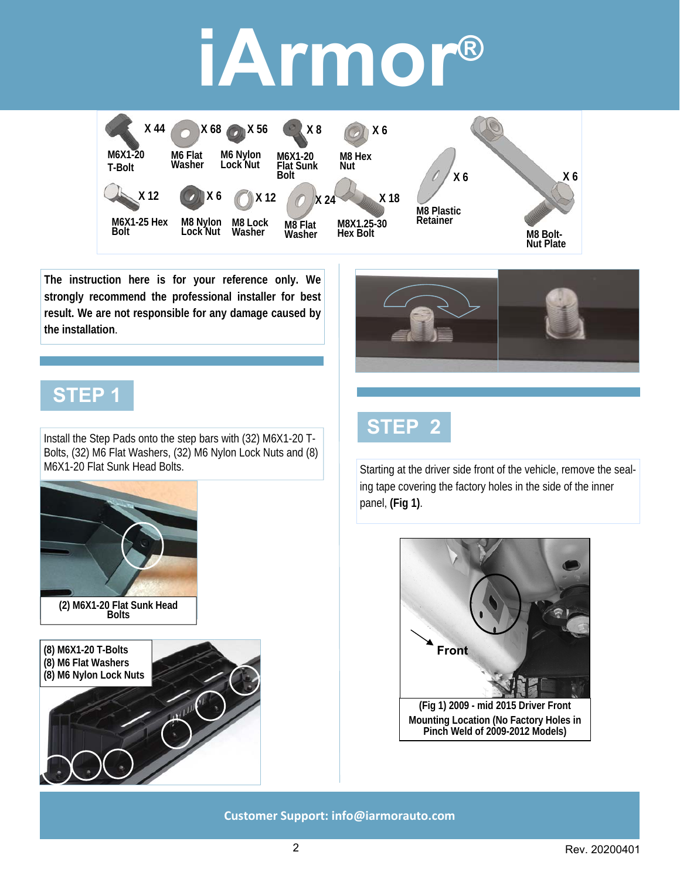# iArmor®

| Part | Quantity |
|---|---|
| M6X1-20 T-Bolt | X 44 |
| M6 Flat Washer | X 68 |
| M6 Nylon Lock Nut | X 56 |
| M6X1-20 Flat Sunk Bolt | X 8 |
| M8 Hex Nut | X 6 |
| M6X1-25 Hex Bolt | X 12 |
| M8 Nylon Lock Nut | X 6 |
| M8 Lock Washer | X 12 |
| M8 Flat Washer | X 24 |
| M8X1.25-30 Hex Bolt | X 18 |
| M8 Plastic Retainer | X 6 |
| M8 Bolt-Nut Plate | X 6 |

**The instruction here is for your reference only. We strongly recommend the professional installer for best result. We are not responsible for any damage caused by the installation.**

## STEP 1

Install the Step Pads onto the step bars with (32) M6X1-20 T-Bolts, (32) M6 Flat Washers, (32) M6 Nylon Lock Nuts and (8) M6X1-20 Flat Sunk Head Bolts.

**(2) M6X1-20 Flat Sunk Head Bolts**

**(8) M6X1-20 T-Bolts**
**(8) M6 Flat Washers**
**(8) M6 Nylon Lock Nuts**

## STEP 2

Starting at the driver side front of the vehicle, remove the sealing tape covering the factory holes in the side of the inner panel, **(Fig 1)**.

**Front**

**(Fig 1) 2009 - mid 2015 Driver Front Mounting Location (No Factory Holes in Pinch Weld of 2009-2012 Models)**

**Customer Support: info@iarmorauto.com**

Rev. 20200401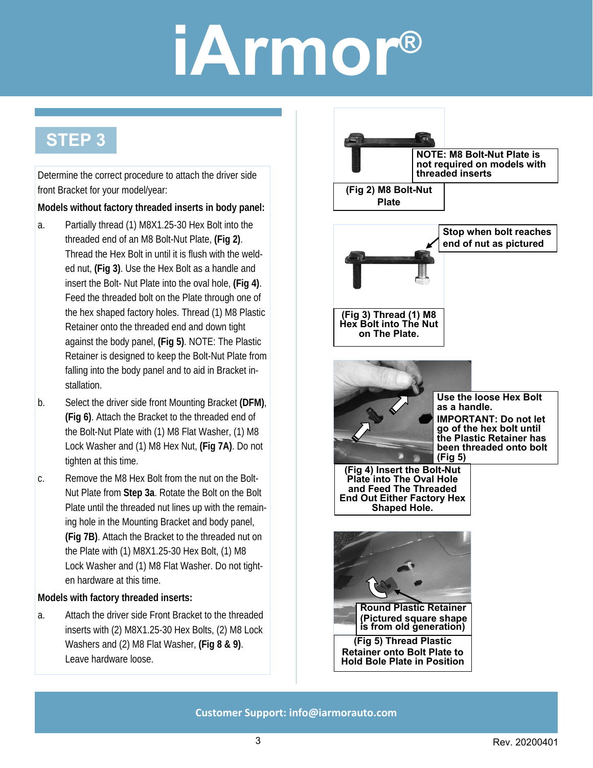# iArmor®

## STEP 3

Determine the correct procedure to attach the driver side front Bracket for your model/year:

**Models without factory threaded inserts in body panel:**

a. Partially thread (1) M8X1.25-30 Hex Bolt into the threaded end of an M8 Bolt-Nut Plate, **(Fig 2)**. Thread the Hex Bolt in until it is flush with the welded nut, **(Fig 3)**. Use the Hex Bolt as a handle and insert the Bolt- Nut Plate into the oval hole, **(Fig 4)**. Feed the threaded bolt on the Plate through one of the hex shaped factory holes. Thread (1) M8 Plastic Retainer onto the threaded end and down tight against the body panel, **(Fig 5)**. NOTE: The Plastic Retainer is designed to keep the Bolt-Nut Plate from falling into the body panel and to aid in Bracket installation.

b. Select the driver side front Mounting Bracket **(DFM)**, **(Fig 6)**. Attach the Bracket to the threaded end of the Bolt-Nut Plate with (1) M8 Flat Washer, (1) M8 Lock Washer and (1) M8 Hex Nut, **(Fig 7A)**. Do not tighten at this time.

c. Remove the M8 Hex Bolt from the nut on the Bolt-Nut Plate from **Step 3a**. Rotate the Bolt on the Bolt Plate until the threaded nut lines up with the remaining hole in the Mounting Bracket and body panel, **(Fig 7B)**. Attach the Bracket to the threaded nut on the Plate with (1) M8X1.25-30 Hex Bolt, (1) M8 Lock Washer and (1) M8 Flat Washer. Do not tighten hardware at this time.

**Models with factory threaded inserts:**

a. Attach the driver side Front Bracket to the threaded inserts with (2) M8X1.25-30 Hex Bolts, (2) M8 Lock Washers and (2) M8 Flat Washer, **(Fig 8 & 9)**. Leave hardware loose.

**NOTE: M8 Bolt-Nut Plate is not required on models with threaded inserts**

**(Fig 2) M8 Bolt-Nut Plate**

**Stop when bolt reaches end of nut as pictured**

**(Fig 3) Thread (1) M8 Hex Bolt into The Nut on The Plate.**

**Use the loose Hex Bolt as a handle.**

**IMPORTANT: Do not let go of the hex bolt until the Plastic Retainer has been threaded onto bolt (Fig 5)**

**(Fig 4) Insert the Bolt-Nut Plate into The Oval Hole and Feed The Threaded End Out Either Factory Hex Shaped Hole.**

**Round Plastic Retainer (Pictured square shape is from old generation)**

**(Fig 5) Thread Plastic Retainer onto Bolt Plate to Hold Bole Plate in Position**

**Customer Support: info@iarmorauto.com**

Rev. 20200401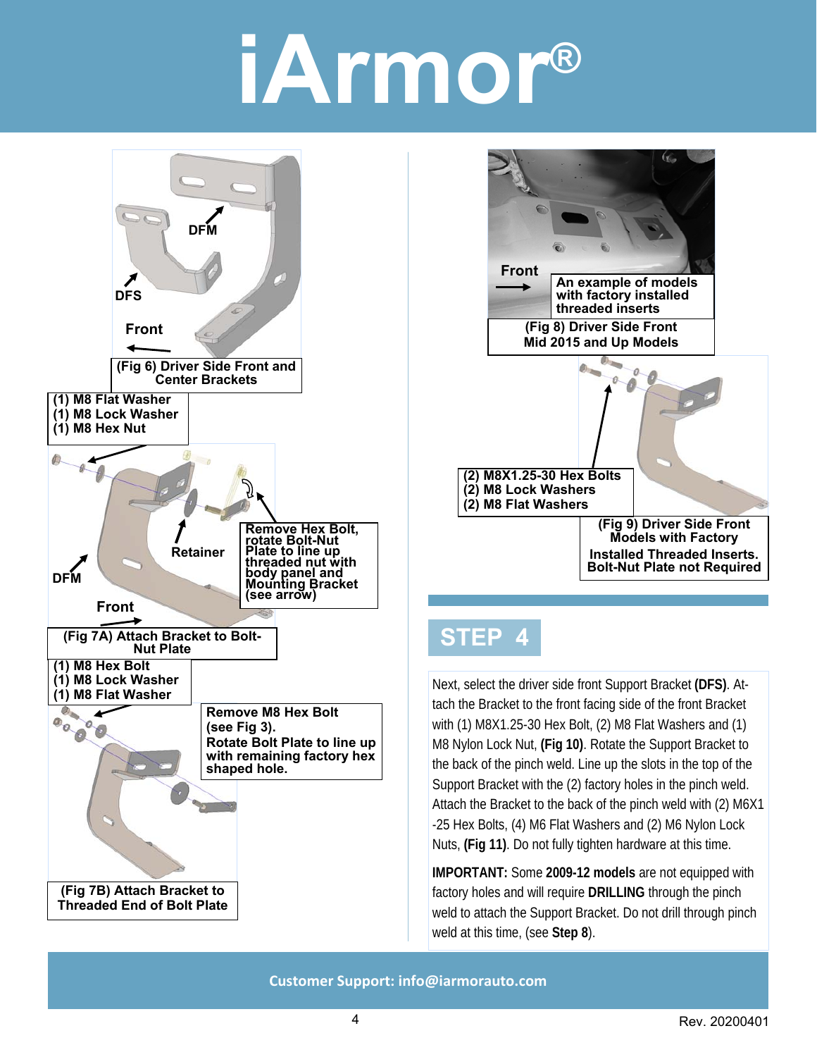# iArmor®

DFM

DFS

Front

(Fig 6) Driver Side Front and Center Brackets

(1) M8 Flat Washer
(1) M8 Lock Washer
(1) M8 Hex Nut

Retainer

Remove Hex Bolt, rotate Bolt-Nut Plate to line up threaded nut with body panel and Mounting Bracket (see arrow)

DFM

Front

(Fig 7A) Attach Bracket to Bolt-Nut Plate

(1) M8 Hex Bolt
(1) M8 Lock Washer
(1) M8 Flat Washer

Remove M8 Hex Bolt (see Fig 3). Rotate Bolt Plate to line up with remaining factory hex shaped hole.

(Fig 7B) Attach Bracket to Threaded End of Bolt Plate

Front

An example of models with factory installed threaded inserts

(Fig 8) Driver Side Front Mid 2015 and Up Models

(2) M8X1.25-30 Hex Bolts
(2) M8 Lock Washers
(2) M8 Flat Washers

(Fig 9) Driver Side Front Models with Factory Installed Threaded Inserts. Bolt-Nut Plate not Required

## STEP 4

Next, select the driver side front Support Bracket **(DFS)**. Attach the Bracket to the front facing side of the front Bracket with (1) M8X1.25-30 Hex Bolt, (2) M8 Flat Washers and (1) M8 Nylon Lock Nut, **(Fig 10)**. Rotate the Support Bracket to the back of the pinch weld. Line up the slots in the top of the Support Bracket with the (2) factory holes in the pinch weld. Attach the Bracket to the back of the pinch weld with (2) M6X1-25 Hex Bolts, (4) M6 Flat Washers and (2) M6 Nylon Lock Nuts, **(Fig 11)**. Do not fully tighten hardware at this time.

**IMPORTANT:** Some **2009-12 models** are not equipped with factory holes and will require **DRILLING** through the pinch weld to attach the Support Bracket. Do not drill through pinch weld at this time, (see **Step 8**).

Customer Support: info@iarmorauto.com

Rev. 20200401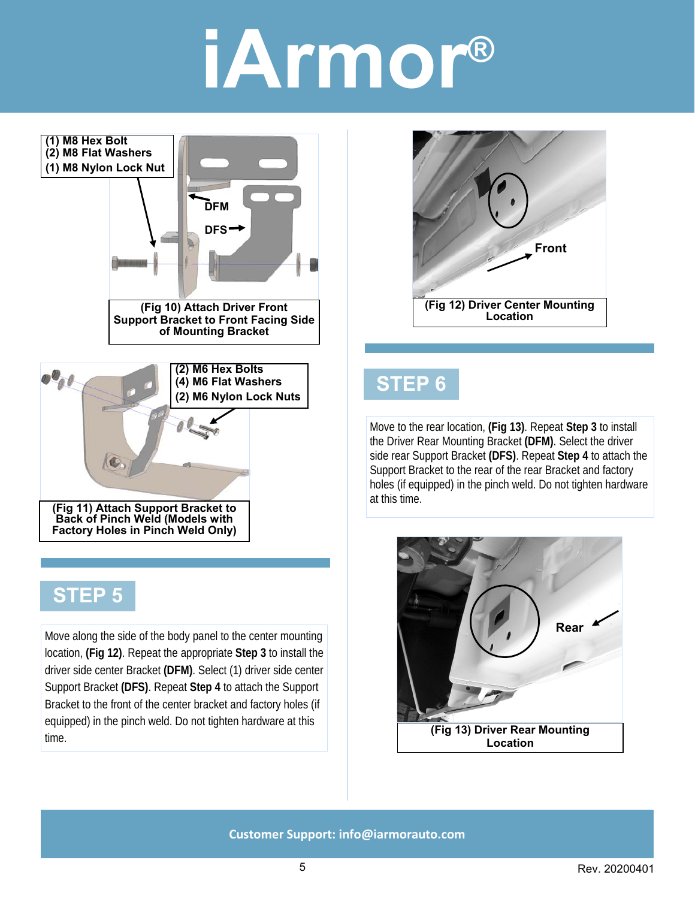(1) M8 Hex Bolt
(2) M8 Flat Washers
(1) M8 Nylon Lock Nut

DFM

DFS

(Fig 10) Attach Driver Front Support Bracket to Front Facing Side of Mounting Bracket

(2) M6 Hex Bolts
(4) M6 Flat Washers
(2) M6 Nylon Lock Nuts

(Fig 11) Attach Support Bracket to Back of Pinch Weld (Models with Factory Holes in Pinch Weld Only)

## STEP 5

Move along the side of the body panel to the center mounting location, **(Fig 12)**. Repeat the appropriate **Step 3** to install the driver side center Bracket **(DFM)**. Select (1) driver side center Support Bracket **(DFS)**. Repeat **Step 4** to attach the Support Bracket to the front of the center bracket and factory holes (if equipped) in the pinch weld. Do not tighten hardware at this time.

Front

(Fig 12) Driver Center Mounting Location

## STEP 6

Move to the rear location, **(Fig 13)**. Repeat **Step 3** to install the Driver Rear Mounting Bracket **(DFM)**. Select the driver side rear Support Bracket **(DFS)**. Repeat **Step 4** to attach the Support Bracket to the rear of the rear Bracket and factory holes (if equipped) in the pinch weld. Do not tighten hardware at this time.

Rear

(Fig 13) Driver Rear Mounting Location

Customer Support: info@iarmorauto.com

Rev. 20200401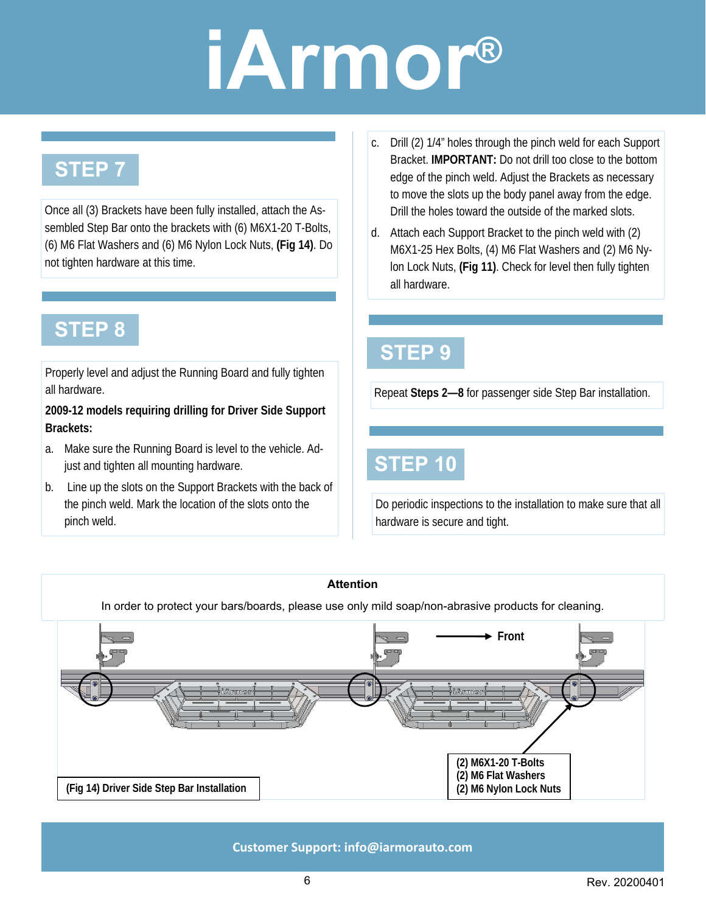# iArmor®

## STEP 7

Once all (3) Brackets have been fully installed, attach the Assembled Step Bar onto the brackets with (6) M6X1-20 T-Bolts, (6) M6 Flat Washers and (6) M6 Nylon Lock Nuts, **(Fig 14)**. Do not tighten hardware at this time.

## STEP 8

Properly level and adjust the Running Board and fully tighten all hardware.

**2009-12 models requiring drilling for Driver Side Support Brackets:**

a. Make sure the Running Board is level to the vehicle. Adjust and tighten all mounting hardware.

b. Line up the slots on the Support Brackets with the back of the pinch weld. Mark the location of the slots onto the pinch weld.

c. Drill (2) 1/4" holes through the pinch weld for each Support Bracket. **IMPORTANT:** Do not drill too close to the bottom edge of the pinch weld. Adjust the Brackets as necessary to move the slots up the body panel away from the edge. Drill the holes toward the outside of the marked slots.

d. Attach each Support Bracket to the pinch weld with (2) M6X1-25 Hex Bolts, (4) M6 Flat Washers and (2) M6 Nylon Lock Nuts, **(Fig 11)**. Check for level then fully tighten all hardware.

## STEP 9

Repeat **Steps 2—8** for passenger side Step Bar installation.

## STEP 10

Do periodic inspections to the installation to make sure that all hardware is secure and tight.

**Attention**

In order to protect your bars/boards, please use only mild soap/non-abrasive products for cleaning.

Front

**(2) M6X1-20 T-Bolts**
**(2) M6 Flat Washers**
**(2) M6 Nylon Lock Nuts**

**(Fig 14) Driver Side Step Bar Installation**

**Customer Support: info@iarmorauto.com**

Rev. 20200401